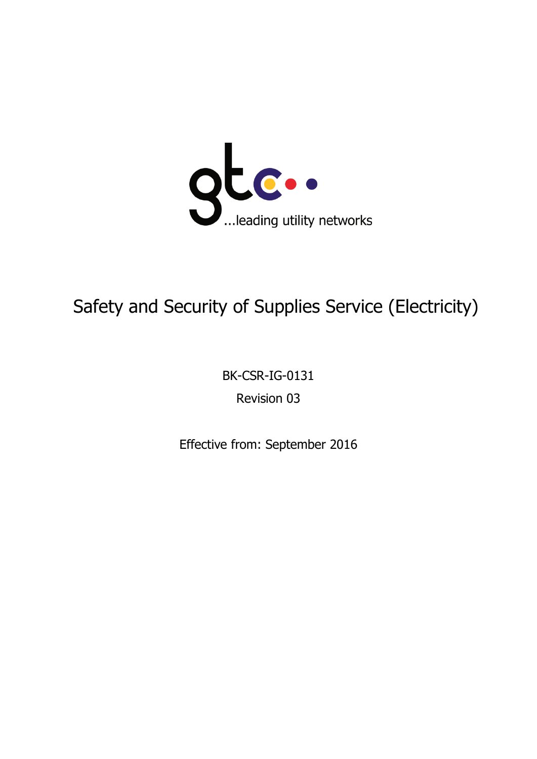gtc

...leading utility networks

# Safety and Security of Supplies Service (Electricity)

BK-CSR-IG-0131

Revision 03

Effective from: September 2016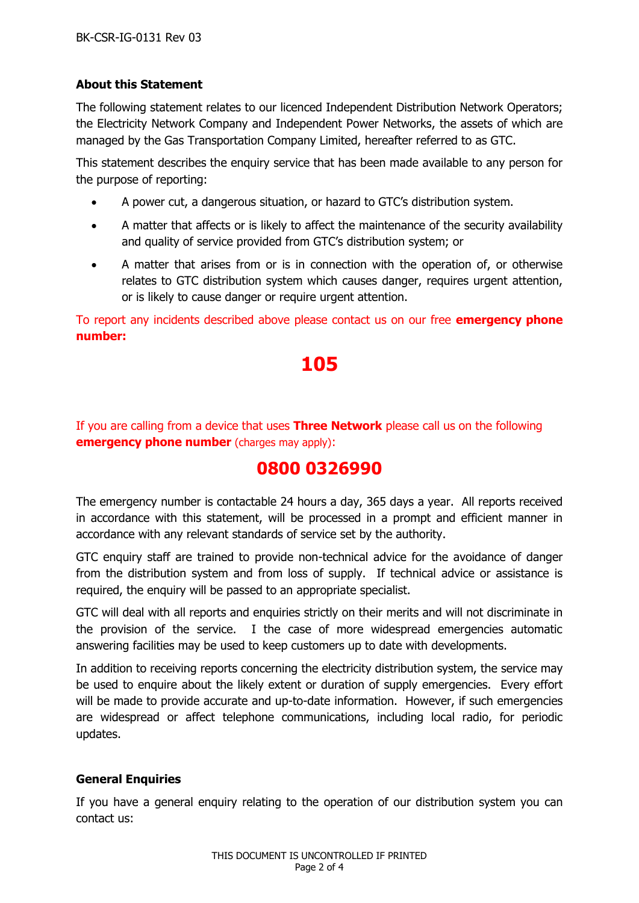### About this Statement

The following statement relates to our licenced Independent Distribution Network Operators; the Electricity Network Company and Independent Power Networks, the assets of which are managed by the Gas Transportation Company Limited, hereafter referred to as GTC.

This statement describes the enquiry service that has been made available to any person for the purpose of reporting:

- A power cut, a dangerous situation, or hazard to GTC's distribution system.
- A matter that affects or is likely to affect the maintenance of the security availability and quality of service provided from GTC's distribution system; or
- A matter that arises from or is in connection with the operation of, or otherwise relates to GTC distribution system which causes danger, requires urgent attention, or is likely to cause danger or require urgent attention.

To report any incidents described above please contact us on our free **emergency phone number:**

## 105

If you are calling from a device that uses **Three Network** please call us on the following **emergency phone number** (charges may apply):

## 0800 0326990

The emergency number is contactable 24 hours a day, 365 days a year. All reports received in accordance with this statement, will be processed in a prompt and efficient manner in accordance with any relevant standards of service set by the authority.

GTC enquiry staff are trained to provide non-technical advice for the avoidance of danger from the distribution system and from loss of supply. If technical advice or assistance is required, the enquiry will be passed to an appropriate specialist.

GTC will deal with all reports and enquiries strictly on their merits and will not discriminate in the provision of the service. I the case of more widespread emergencies automatic answering facilities may be used to keep customers up to date with developments.

In addition to receiving reports concerning the electricity distribution system, the service may be used to enquire about the likely extent or duration of supply emergencies. Every effort will be made to provide accurate and up-to-date information. However, if such emergencies are widespread or affect telephone communications, including local radio, for periodic updates.

### General Enquiries

If you have a general enquiry relating to the operation of our distribution system you can contact us: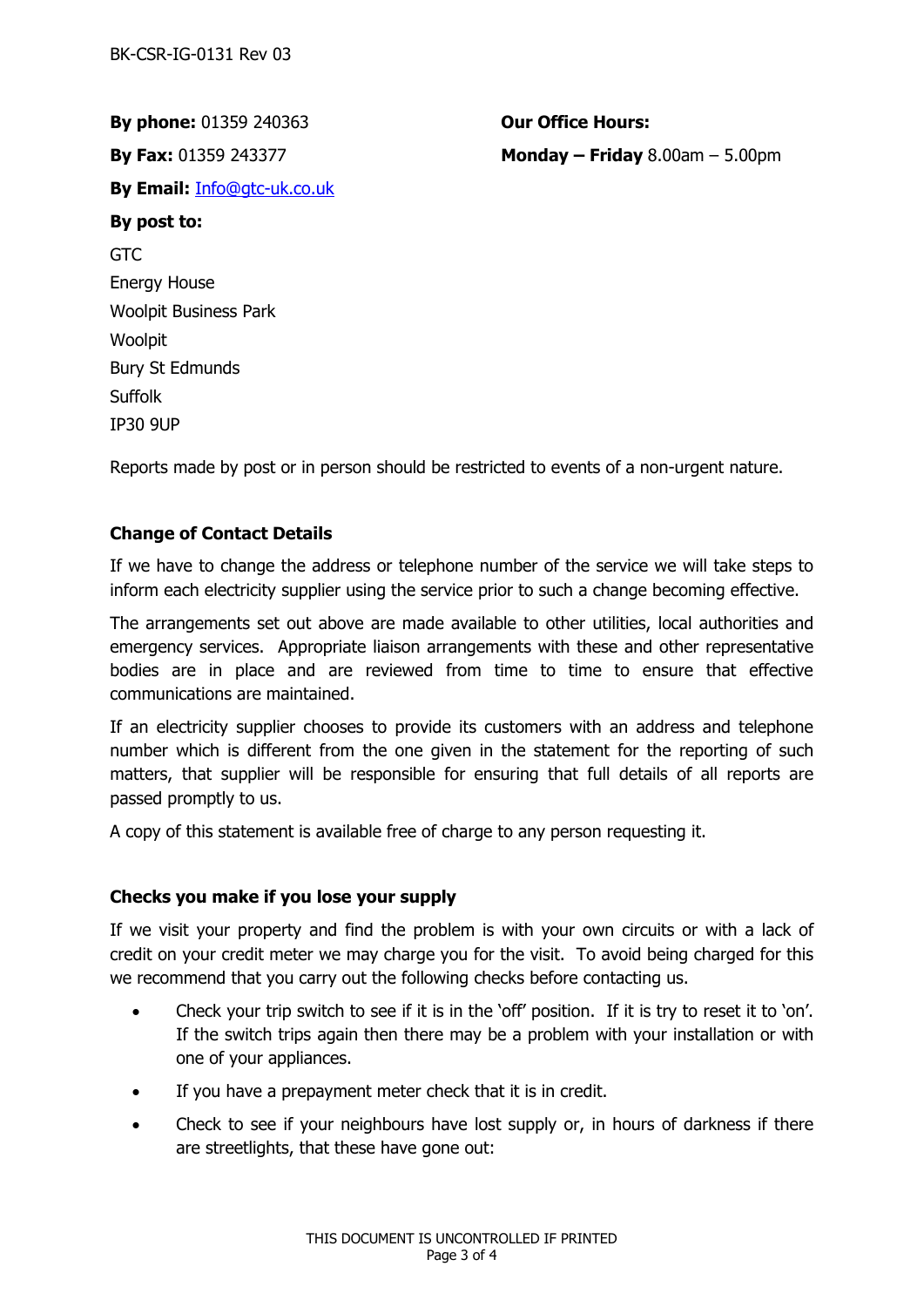**By phone:** 01359 240363

**By Fax:** 01359 243377

**By Email:** Info@gtc-uk.co.uk

**Our Office Hours:**

**Monday – Friday** 8.00am – 5.00pm

**By post to:**

GTC
Energy House
Woolpit Business Park
Woolpit
Bury St Edmunds
Suffolk
IP30 9UP

Reports made by post or in person should be restricted to events of a non-urgent nature.

**Change of Contact Details**

If we have to change the address or telephone number of the service we will take steps to inform each electricity supplier using the service prior to such a change becoming effective.

The arrangements set out above are made available to other utilities, local authorities and emergency services. Appropriate liaison arrangements with these and other representative bodies are in place and are reviewed from time to time to ensure that effective communications are maintained.

If an electricity supplier chooses to provide its customers with an address and telephone number which is different from the one given in the statement for the reporting of such matters, that supplier will be responsible for ensuring that full details of all reports are passed promptly to us.

A copy of this statement is available free of charge to any person requesting it.

**Checks you make if you lose your supply**

If we visit your property and find the problem is with your own circuits or with a lack of credit on your credit meter we may charge you for the visit. To avoid being charged for this we recommend that you carry out the following checks before contacting us.

- Check your trip switch to see if it is in the 'off' position. If it is try to reset it to 'on'. If the switch trips again then there may be a problem with your installation or with one of your appliances.
- If you have a prepayment meter check that it is in credit.
- Check to see if your neighbours have lost supply or, in hours of darkness if there are streetlights, that these have gone out: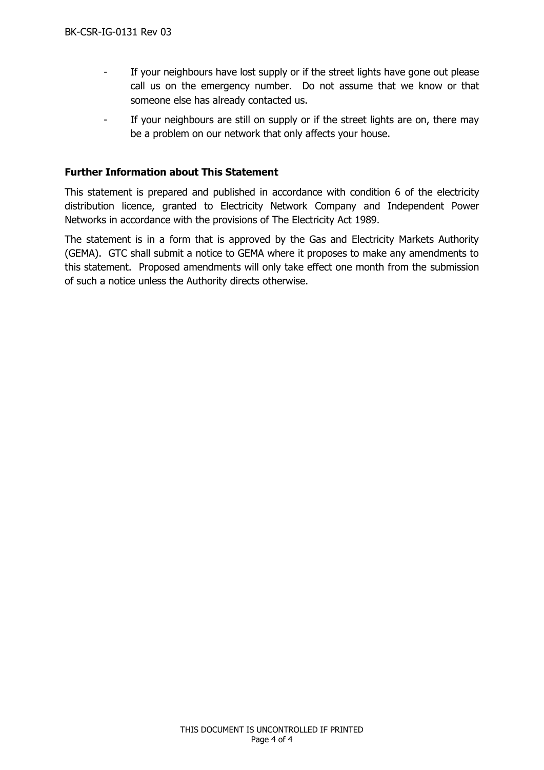- If your neighbours have lost supply or if the street lights have gone out please call us on the emergency number. Do not assume that we know or that someone else has already contacted us.
- If your neighbours are still on supply or if the street lights are on, there may be a problem on our network that only affects your house.

**Further Information about This Statement**

This statement is prepared and published in accordance with condition 6 of the electricity distribution licence, granted to Electricity Network Company and Independent Power Networks in accordance with the provisions of The Electricity Act 1989.

The statement is in a form that is approved by the Gas and Electricity Markets Authority (GEMA). GTC shall submit a notice to GEMA where it proposes to make any amendments to this statement. Proposed amendments will only take effect one month from the submission of such a notice unless the Authority directs otherwise.